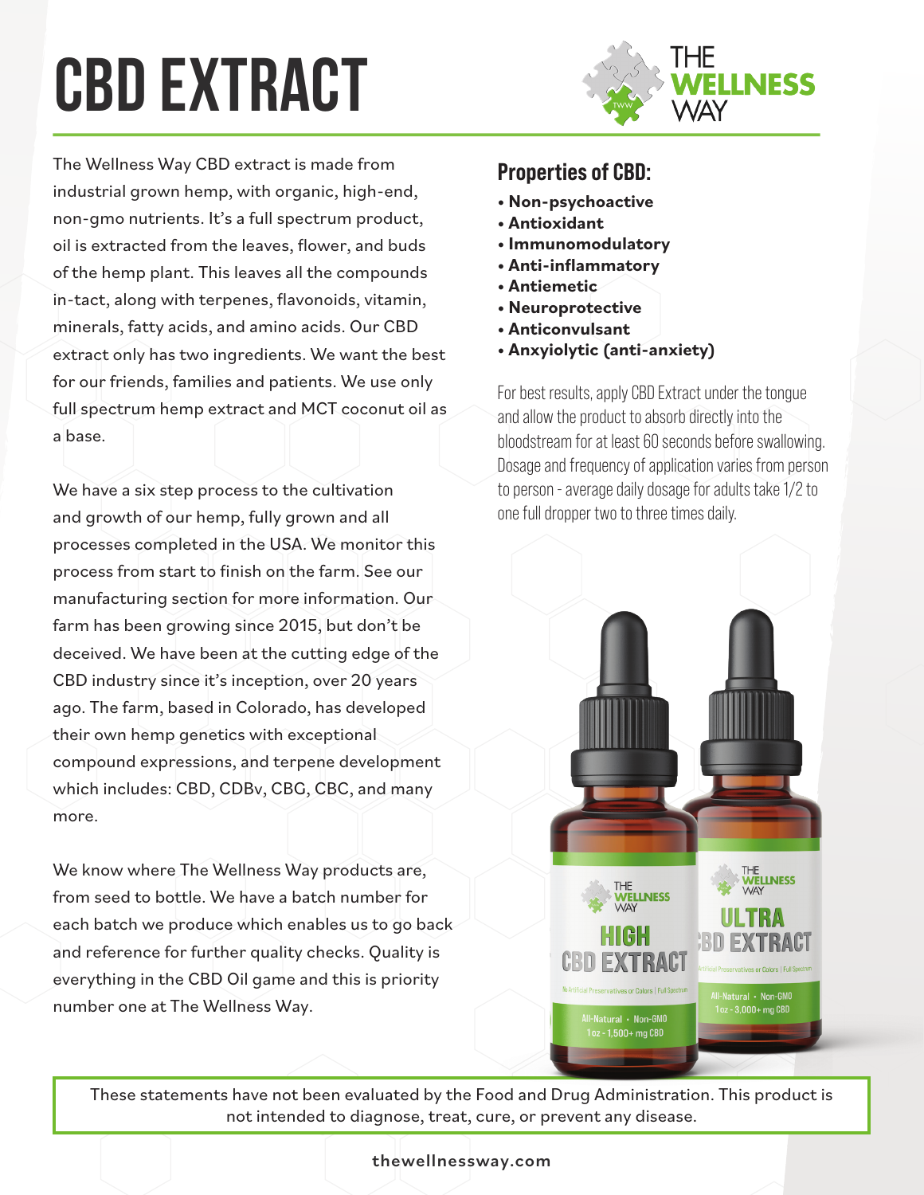# CBD EXTRACT

The Wellness Way CBD extract is made from industrial grown hemp, with organic, high-end, non-gmo nutrients. It's a full spectrum product, oil is extracted from the leaves, flower, and buds of the hemp plant. This leaves all the compounds in-tact, along with terpenes, flavonoids, vitamin, minerals, fatty acids, and amino acids. Our CBD extract only has two ingredients. We want the best for our friends, families and patients. We use only full spectrum hemp extract and MCT coconut oil as a base.

We have a six step process to the cultivation and growth of our hemp, fully grown and all processes completed in the USA. We monitor this process from start to finish on the farm. See our manufacturing section for more information. Our farm has been growing since 2015, but don't be deceived. We have been at the cutting edge of the CBD industry since it's inception, over 20 years ago. The farm, based in Colorado, has developed their own hemp genetics with exceptional compound expressions, and terpene development which includes: CBD, CDBv, CBG, CBC, and many more.

We know where The Wellness Way products are, from seed to bottle. We have a batch number for each batch we produce which enables us to go back and reference for further quality checks. Quality is everything in the CBD Oil game and this is priority number one at The Wellness Way.

## Properties of CBD:

- **Non-psychoactive**
- **Antioxidant**
- **Immunomodulatory**
- **Anti-inflammatory**
- **Antiemetic**
- **Neuroprotective**
- **Anticonvulsant**
- **Anxyiolytic (anti-anxiety)**

For best results, apply CBD Extract under the tongue and allow the product to absorb directly into the bloodstream for at least 60 seconds before swallowing. Dosage and frequency of application varies from person to person - average daily dosage for adults take 1/2 to one full dropper two to three times daily.

These statements have not been evaluated by the Food and Drug Administration. This product is not intended to diagnose, treat, cure, or prevent any disease.

thewellnessway.com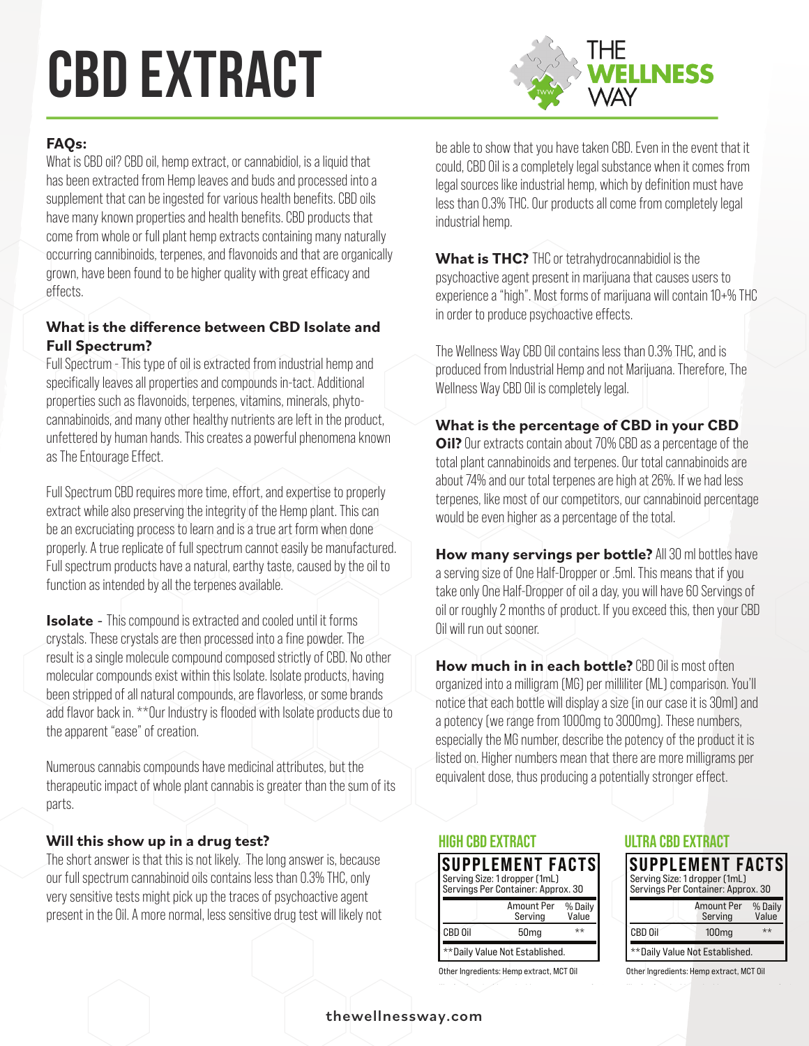# CBD EXTRACT

**FAQs:**

What is CBD oil? CBD oil, hemp extract, or cannabidiol, is a liquid that has been extracted from Hemp leaves and buds and processed into a supplement that can be ingested for various health benefits. CBD oils have many known properties and health benefits. CBD products that come from whole or full plant hemp extracts containing many naturally occurring cannibinoids, terpenes, and flavonoids and that are organically grown, have been found to be higher quality with great efficacy and effects.

**What is the difference between CBD Isolate and Full Spectrum?**

Full Spectrum - This type of oil is extracted from industrial hemp and specifically leaves all properties and compounds in-tact. Additional properties such as flavonoids, terpenes, vitamins, minerals, phyto-cannabinoids, and many other healthy nutrients are left in the product, unfettered by human hands. This creates a powerful phenomena known as The Entourage Effect.

Full Spectrum CBD requires more time, effort, and expertise to properly extract while also preserving the integrity of the Hemp plant. This can be an excruciating process to learn and is a true art form when done properly. A true replicate of full spectrum cannot easily be manufactured. Full spectrum products have a natural, earthy taste, caused by the oil to function as intended by all the terpenes available.

**Isolate** - This compound is extracted and cooled until it forms crystals. These crystals are then processed into a fine powder. The result is a single molecule compound composed strictly of CBD. No other molecular compounds exist within this Isolate. Isolate products, having been stripped of all natural compounds, are flavorless, or some brands add flavor back in. **Our Industry is flooded with Isolate products due to the apparent "ease" of creation.

Numerous cannabis compounds have medicinal attributes, but the therapeutic impact of whole plant cannabis is greater than the sum of its parts.

**Will this show up in a drug test?**

The short answer is that this is not likely. The long answer is, because our full spectrum cannabinoid oils contains less than 0.3% THC, only very sensitive tests might pick up the traces of psychoactive agent present in the Oil. A more normal, less sensitive drug test will likely not be able to show that you have taken CBD. Even in the event that it could, CBD Oil is a completely legal substance when it comes from legal sources like industrial hemp, which by definition must have less than 0.3% THC. Our products all come from completely legal industrial hemp.

**What is THC?** THC or tetrahydrocannabidiol is the psychoactive agent present in marijuana that causes users to experience a "high". Most forms of marijuana will contain 10+% THC in order to produce psychoactive effects.

The Wellness Way CBD Oil contains less than 0.3% THC, and is produced from Industrial Hemp and not Marijuana. Therefore, The Wellness Way CBD Oil is completely legal.

**What is the percentage of CBD in your CBD Oil?** Our extracts contain about 70% CBD as a percentage of the total plant cannabinoids and terpenes. Our total cannabinoids are about 74% and our total terpenes are high at 26%. If we had less terpenes, like most of our competitors, our cannabinoid percentage would be even higher as a percentage of the total.

**How many servings per bottle?** All 30 ml bottles have a serving size of One Half-Dropper or .5ml. This means that if you take only One Half-Dropper of oil a day, you will have 60 Servings of oil or roughly 2 months of product. If you exceed this, then your CBD Oil will run out sooner.

**How much in in each bottle?** CBD Oil is most often organized into a milligram (MG) per milliliter (ML) comparison. You'll notice that each bottle will display a size (in our case it is 30ml) and a potency (we range from 1000mg to 3000mg). These numbers, especially the MG number, describe the potency of the product it is listed on. Higher numbers mean that there are more milligrams per equivalent dose, thus producing a potentially stronger effect.

## HIGH CBD EXTRACT

**SUPPLEMENT FACTS**
Serving Size: 1 dropper (1mL)
Servings Per Container: Approx. 30

| | Amount Per Serving | % Daily Value |
|---|---|---|
| CBD Oil | 50mg | ** |

**Daily Value Not Established.

Other Ingredients: Hemp extract, MCT Oil

## ULTRA CBD EXTRACT

**SUPPLEMENT FACTS**
Serving Size: 1 dropper (1mL)
Servings Per Container: Approx. 30

| | Amount Per Serving | % Daily Value |
|---|---|---|
| CBD Oil | 100mg | ** |

**Daily Value Not Established.

Other Ingredients: Hemp extract, MCT Oil

thewellnessway.com